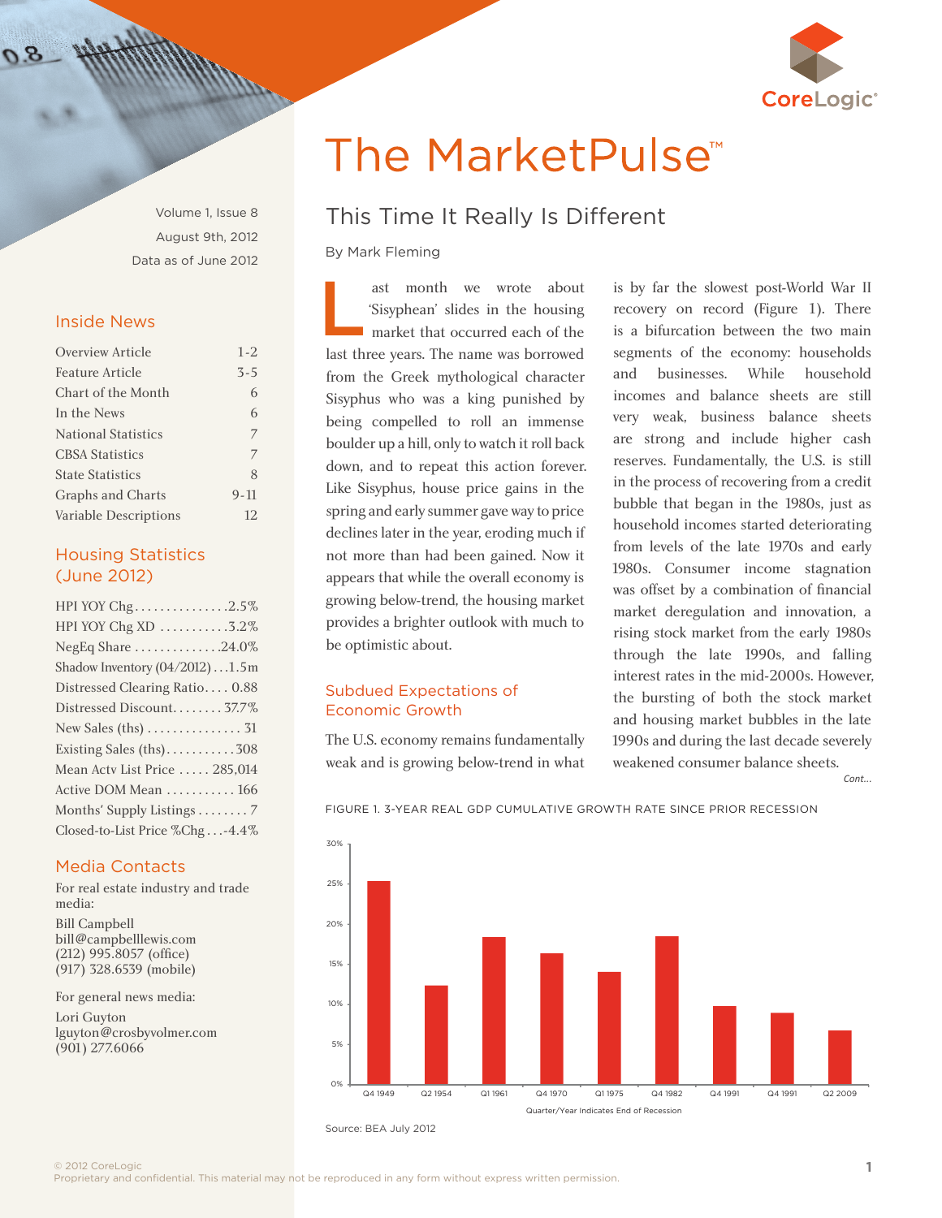# The MarketPulse™

Volume 1, Issue 8
August 9th, 2012
Data as of June 2012

## Inside News

| | |
|---|---|
| Overview Article | 1-2 |
| Feature Article | 3-5 |
| Chart of the Month | 6 |
| In the News | 6 |
| National Statistics | 7 |
| CBSA Statistics | 7 |
| State Statistics | 8 |
| Graphs and Charts | 9-11 |
| Variable Descriptions | 12 |

## Housing Statistics (June 2012)

| | |
|---|---|
| HPI YOY Chg | 2.5% |
| HPI YOY Chg XD | 3.2% |
| NegEq Share | 24.0% |
| Shadow Inventory (04/2012) | 1.5m |
| Distressed Clearing Ratio | 0.88 |
| Distressed Discount | 37.7% |
| New Sales (ths) | 31 |
| Existing Sales (ths) | 308 |
| Mean Actv List Price | 285,014 |
| Active DOM Mean | 166 |
| Months' Supply Listings | 7 |
| Closed-to-List Price %Chg | -4.4% |

## Media Contacts

For real estate industry and trade media:

Bill Campbell
bill@campbelllewis.com
(212) 995.8057 (office)
(917) 328.6539 (mobile)

For general news media:

Lori Guyton
lguyton@crosbyvolmer.com
(901) 277.6066

## This Time It Really Is Different

By Mark Fleming

Last month we wrote about 'Sisyphean' slides in the housing market that occurred each of the last three years. The name was borrowed from the Greek mythological character Sisyphus who was a king punished by being compelled to roll an immense boulder up a hill, only to watch it roll back down, and to repeat this action forever. Like Sisyphus, house price gains in the spring and early summer gave way to price declines later in the year, eroding much if not more than had been gained. Now it appears that while the overall economy is growing below-trend, the housing market provides a brighter outlook with much to be optimistic about.

### Subdued Expectations of Economic Growth

The U.S. economy remains fundamentally weak and is growing below-trend in what is by far the slowest post-World War II recovery on record (Figure 1). There is a bifurcation between the two main segments of the economy: households and businesses. While household incomes and balance sheets are still very weak, business balance sheets are strong and include higher cash reserves. Fundamentally, the U.S. is still in the process of recovering from a credit bubble that began in the 1980s, just as household incomes started deteriorating from levels of the late 1970s and early 1980s. Consumer income stagnation was offset by a combination of financial market deregulation and innovation, a rising stock market from the early 1980s through the late 1990s, and falling interest rates in the mid-2000s. However, the bursting of both the stock market and housing market bubbles in the late 1990s and during the last decade severely weakened consumer balance sheets.

*Cont...*

FIGURE 1. 3-YEAR REAL GDP CUMULATIVE GROWTH RATE SINCE PRIOR RECESSION

Source: BEA July 2012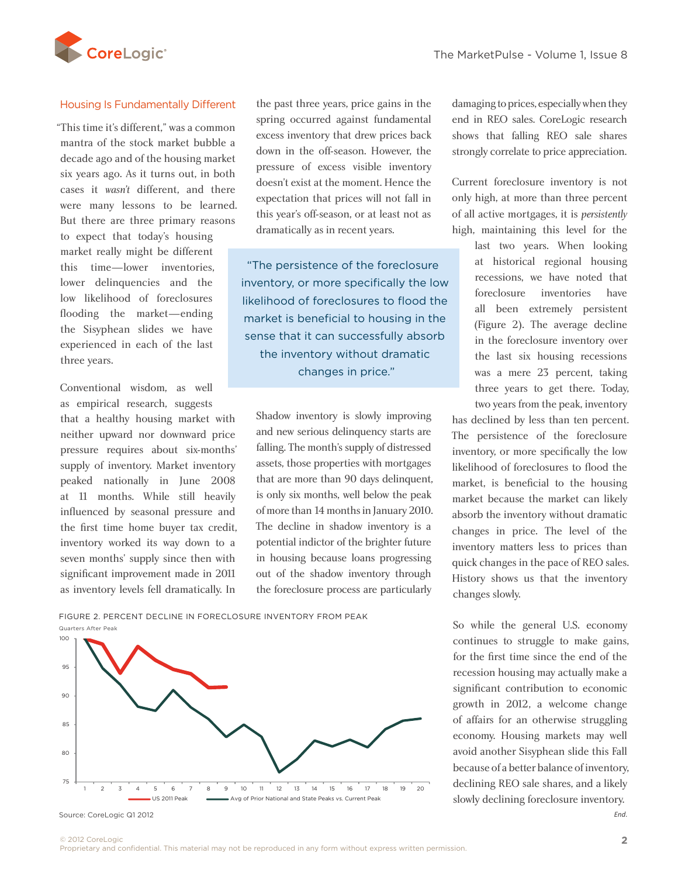## Housing Is Fundamentally Different

"This time it's different," was a common mantra of the stock market bubble a decade ago and of the housing market six years ago. As it turns out, in both cases it *wasn't* different, and there were many lessons to be learned. But there are three primary reasons to expect that today's housing market really might be different this time—lower inventories, lower delinquencies and the low likelihood of foreclosures flooding the market—ending the Sisyphean slides we have experienced in each of the last three years.

Conventional wisdom, as well as empirical research, suggests that a healthy housing market with neither upward nor downward price pressure requires about six-months' supply of inventory. Market inventory peaked nationally in June 2008 at 11 months. While still heavily influenced by seasonal pressure and the first time home buyer tax credit, inventory worked its way down to a seven months' supply since then with significant improvement made in 2011 as inventory levels fell dramatically. In the past three years, price gains in the spring occurred against fundamental excess inventory that drew prices back down in the off-season. However, the pressure of excess visible inventory doesn't exist at the moment. Hence the expectation that prices will not fall in this year's off-season, or at least not as dramatically as in recent years.

> "The persistence of the foreclosure inventory, or more specifically the low likelihood of foreclosures to flood the market is beneficial to housing in the sense that it can successfully absorb the inventory without dramatic changes in price."

Shadow inventory is slowly improving and new serious delinquency starts are falling. The month's supply of distressed assets, those properties with mortgages that are more than 90 days delinquent, is only six months, well below the peak of more than 14 months in January 2010. The decline in shadow inventory is a potential indictor of the brighter future in housing because loans progressing out of the shadow inventory through the foreclosure process are particularly damaging to prices, especially when they end in REO sales. CoreLogic research shows that falling REO sale shares strongly correlate to price appreciation.

Current foreclosure inventory is not only high, at more than three percent of all active mortgages, it is *persistently* high, maintaining this level for the last two years. When looking at historical regional housing recessions, we have noted that foreclosure inventories have all been extremely persistent (Figure 2). The average decline in the foreclosure inventory over the last six housing recessions was a mere 23 percent, taking three years to get there. Today, two years from the peak, inventory has declined by less than ten percent. The persistence of the foreclosure inventory, or more specifically the low likelihood of foreclosures to flood the market, is beneficial to the housing market because the market can likely absorb the inventory without dramatic changes in price. The level of the inventory matters less to prices than quick changes in the pace of REO sales. History shows us that the inventory changes slowly.

So while the general U.S. economy continues to struggle to make gains, for the first time since the end of the recession housing may actually make a significant contribution to economic growth in 2012, a welcome change of affairs for an otherwise struggling economy. Housing markets may well avoid another Sisyphean slide this Fall because of a better balance of inventory, declining REO sale shares, and a likely slowly declining foreclosure inventory.

*End.*

FIGURE 2. PERCENT DECLINE IN FORECLOSURE INVENTORY FROM PEAK

Source: CoreLogic Q1 2012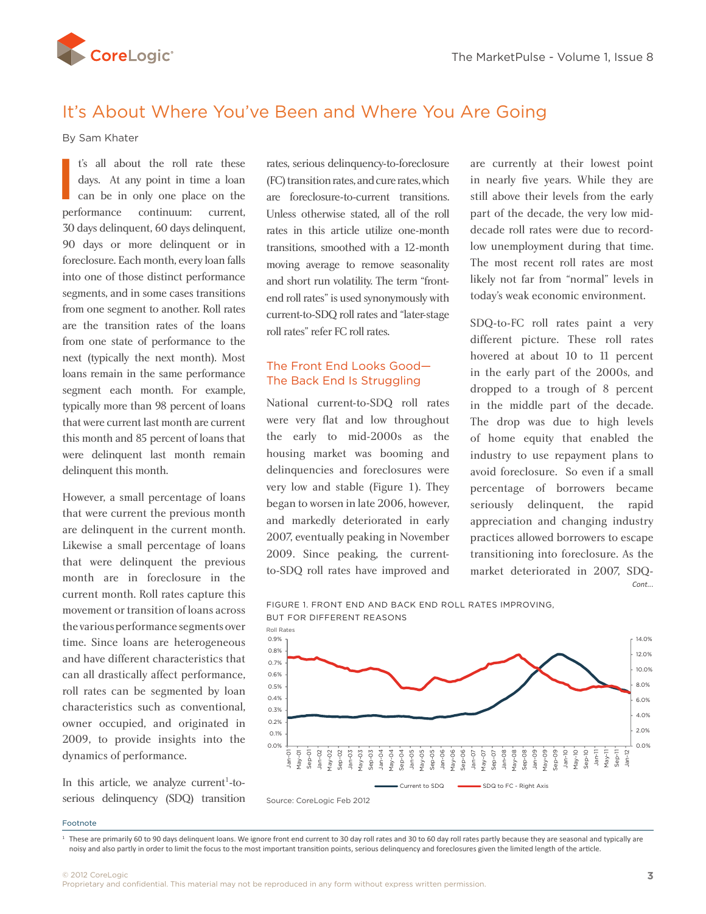# It's About Where You've Been and Where You Are Going

By Sam Khater

It's all about the roll rate these days. At any point in time a loan can be in only one place on the performance continuum: current, 30 days delinquent, 60 days delinquent, 90 days or more delinquent or in foreclosure. Each month, every loan falls into one of those distinct performance segments, and in some cases transitions from one segment to another. Roll rates are the transition rates of the loans from one state of performance to the next (typically the next month). Most loans remain in the same performance segment each month. For example, typically more than 98 percent of loans that were current last month are current this month and 85 percent of loans that were delinquent last month remain delinquent this month.

However, a small percentage of loans that were current the previous month are delinquent in the current month. Likewise a small percentage of loans that were delinquent the previous month are in foreclosure in the current month. Roll rates capture this movement or transition of loans across the various performance segments over time. Since loans are heterogeneous and have different characteristics that can all drastically affect performance, roll rates can be segmented by loan characteristics such as conventional, owner occupied, and originated in 2009, to provide insights into the dynamics of performance.

In this article, we analyze current[1]-to-serious delinquency (SDQ) transition rates, serious delinquency-to-foreclosure (FC) transition rates, and cure rates, which are foreclosure-to-current transitions. Unless otherwise stated, all of the roll rates in this article utilize one-month transitions, smoothed with a 12-month moving average to remove seasonality and short run volatility. The term "front-end roll rates" is used synonymously with current-to-SDQ roll rates and "later-stage roll rates" refer FC roll rates.

## The Front End Looks Good— The Back End Is Struggling

National current-to-SDQ roll rates were very flat and low throughout the early to mid-2000s as the housing market was booming and delinquencies and foreclosures were very low and stable (Figure 1). They began to worsen in late 2006, however, and markedly deteriorated in early 2007, eventually peaking in November 2009. Since peaking, the current-to-SDQ roll rates have improved and are currently at their lowest point in nearly five years. While they are still above their levels from the early part of the decade, the very low mid-decade roll rates were due to record-low unemployment during that time. The most recent roll rates are most likely not far from "normal" levels in today's weak economic environment.

SDQ-to-FC roll rates paint a very different picture. These roll rates hovered at about 10 to 11 percent in the early part of the 2000s, and dropped to a trough of 8 percent in the middle part of the decade. The drop was due to high levels of home equity that enabled the industry to use repayment plans to avoid foreclosure. So even if a small percentage of borrowers became seriously delinquent, the rapid appreciation and changing industry practices allowed borrowers to escape transitioning into foreclosure. As the market deteriorated in 2007, SDQ-

*Cont...*

FIGURE 1. FRONT END AND BACK END ROLL RATES IMPROVING, BUT FOR DIFFERENT REASONS

Source: CoreLogic Feb 2012

---

[1] These are primarily 60 to 90 days delinquent loans. We ignore front end current to 30 day roll rates and 30 to 60 day roll rates partly because they are seasonal and typically are noisy and also partly in order to limit the focus to the most important transition points, serious delinquency and foreclosures given the limited length of the article.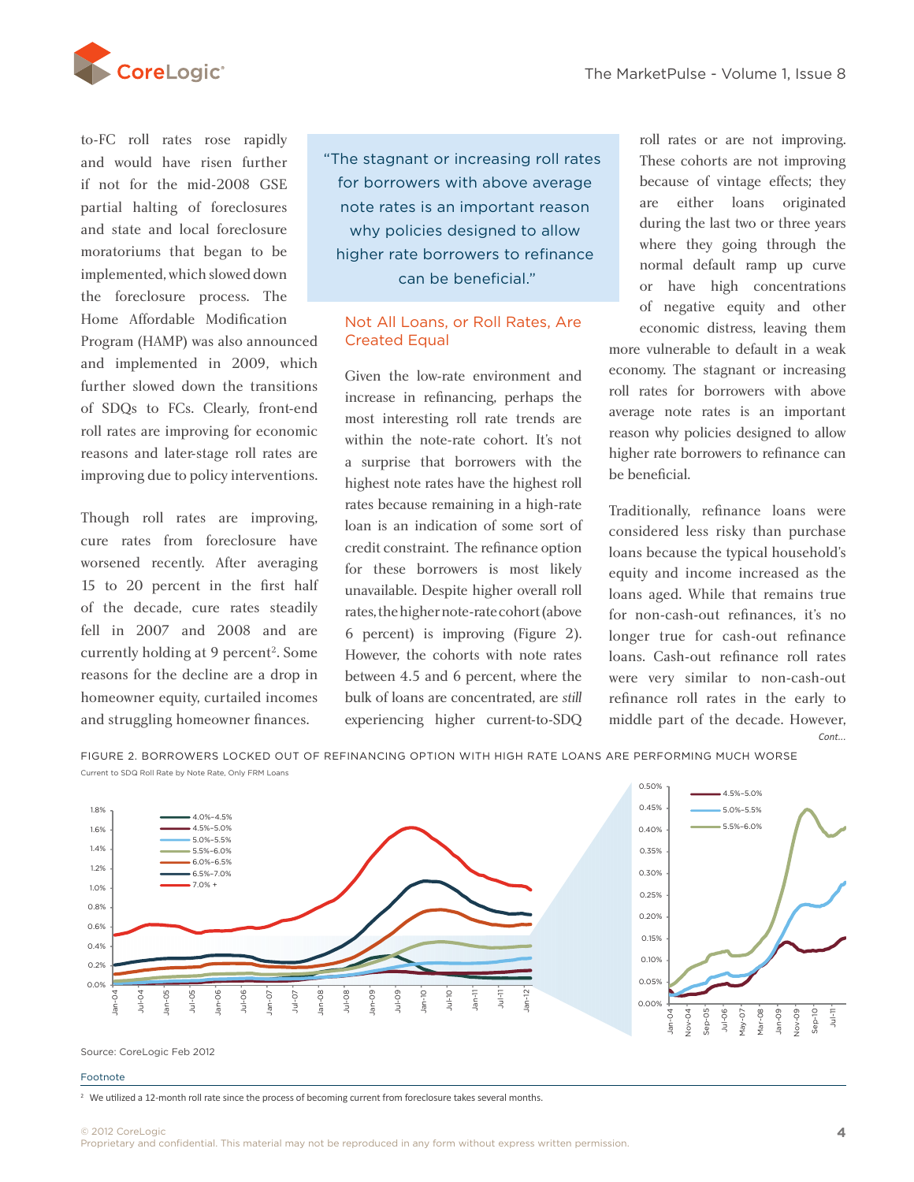to-FC roll rates rose rapidly and would have risen further if not for the mid-2008 GSE partial halting of foreclosures and state and local foreclosure moratoriums that began to be implemented, which slowed down the foreclosure process. The Home Affordable Modification Program (HAMP) was also announced and implemented in 2009, which further slowed down the transitions of SDQs to FCs. Clearly, front-end roll rates are improving for economic reasons and later-stage roll rates are improving due to policy interventions.

Though roll rates are improving, cure rates from foreclosure have worsened recently. After averaging 15 to 20 percent in the first half of the decade, cure rates steadily fell in 2007 and 2008 and are currently holding at 9 percent[2]. Some reasons for the decline are a drop in homeowner equity, curtailed incomes and struggling homeowner finances.

> "The stagnant or increasing roll rates for borrowers with above average note rates is an important reason why policies designed to allow higher rate borrowers to refinance can be beneficial."

## Not All Loans, or Roll Rates, Are Created Equal

Given the low-rate environment and increase in refinancing, perhaps the most interesting roll rate trends are within the note-rate cohort. It's not a surprise that borrowers with the highest note rates have the highest roll rates because remaining in a high-rate loan is an indication of some sort of credit constraint. The refinance option for these borrowers is most likely unavailable. Despite higher overall roll rates, the higher note-rate cohort (above 6 percent) is improving (Figure 2). However, the cohorts with note rates between 4.5 and 6 percent, where the bulk of loans are concentrated, are *still* experiencing higher current-to-SDQ roll rates or are not improving. These cohorts are not improving because of vintage effects; they are either loans originated during the last two or three years where they going through the normal default ramp up curve or have high concentrations of negative equity and other economic distress, leaving them more vulnerable to default in a weak economy. The stagnant or increasing roll rates for borrowers with above average note rates is an important reason why policies designed to allow higher rate borrowers to refinance can be beneficial.

Traditionally, refinance loans were considered less risky than purchase loans because the typical household's equity and income increased as the loans aged. While that remains true for non-cash-out refinances, it's no longer true for cash-out refinance loans. Cash-out refinance roll rates were very similar to non-cash-out refinance roll rates in the early to middle part of the decade. However,

*Cont...*

FIGURE 2. BORROWERS LOCKED OUT OF REFINANCING OPTION WITH HIGH RATE LOANS ARE PERFORMING MUCH WORSE

Current to SDQ Roll Rate by Note Rate, Only FRM Loans

Source: CoreLogic Feb 2012

Footnote

[2] We utilized a 12-month roll rate since the process of becoming current from foreclosure takes several months.

© 2012 CoreLogic
Proprietary and confidential. This material may not be reproduced in any form without express written permission.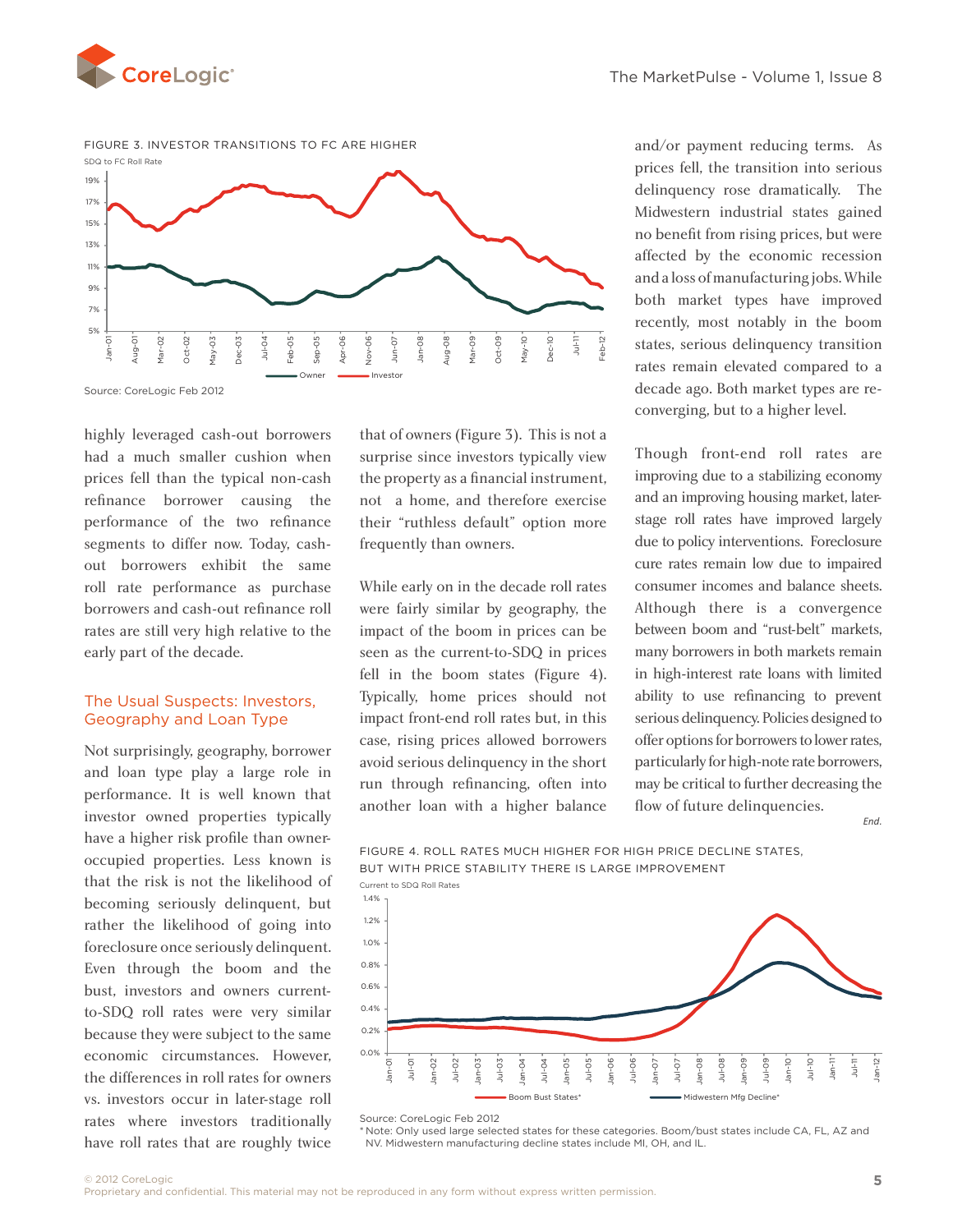FIGURE 3. INVESTOR TRANSITIONS TO FC ARE HIGHER

Source: CoreLogic Feb 2012

highly leveraged cash-out borrowers had a much smaller cushion when prices fell than the typical non-cash refinance borrower causing the performance of the two refinance segments to differ now. Today, cash-out borrowers exhibit the same roll rate performance as purchase borrowers and cash-out refinance roll rates are still very high relative to the early part of the decade.

## The Usual Suspects: Investors, Geography and Loan Type

Not surprisingly, geography, borrower and loan type play a large role in performance. It is well known that investor owned properties typically have a higher risk profile than owner-occupied properties. Less known is that the risk is not the likelihood of becoming seriously delinquent, but rather the likelihood of going into foreclosure once seriously delinquent. Even through the boom and the bust, investors and owners current-to-SDQ roll rates were very similar because they were subject to the same economic circumstances. However, the differences in roll rates for owners vs. investors occur in later-stage roll rates where investors traditionally have roll rates that are roughly twice that of owners (Figure 3). This is not a surprise since investors typically view the property as a financial instrument, not a home, and therefore exercise their "ruthless default" option more frequently than owners.

While early on in the decade roll rates were fairly similar by geography, the impact of the boom in prices can be seen as the current-to-SDQ in prices fell in the boom states (Figure 4). Typically, home prices should not impact front-end roll rates but, in this case, rising prices allowed borrowers avoid serious delinquency in the short run through refinancing, often into another loan with a higher balance and/or payment reducing terms. As prices fell, the transition into serious delinquency rose dramatically. The Midwestern industrial states gained no benefit from rising prices, but were affected by the economic recession and a loss of manufacturing jobs. While both market types have improved recently, most notably in the boom states, serious delinquency transition rates remain elevated compared to a decade ago. Both market types are re-converging, but to a higher level.

Though front-end roll rates are improving due to a stabilizing economy and an improving housing market, later-stage roll rates have improved largely due to policy interventions. Foreclosure cure rates remain low due to impaired consumer incomes and balance sheets. Although there is a convergence between boom and "rust-belt" markets, many borrowers in both markets remain in high-interest rate loans with limited ability to use refinancing to prevent serious delinquency. Policies designed to offer options for borrowers to lower rates, particularly for high-note rate borrowers, may be critical to further decreasing the flow of future delinquencies.

*End.*

FIGURE 4. ROLL RATES MUCH HIGHER FOR HIGH PRICE DECLINE STATES, BUT WITH PRICE STABILITY THERE IS LARGE IMPROVEMENT

Source: CoreLogic Feb 2012

\* Note: Only used large selected states for these categories. Boom/bust states include CA, FL, AZ and NV. Midwestern manufacturing decline states include MI, OH, and IL.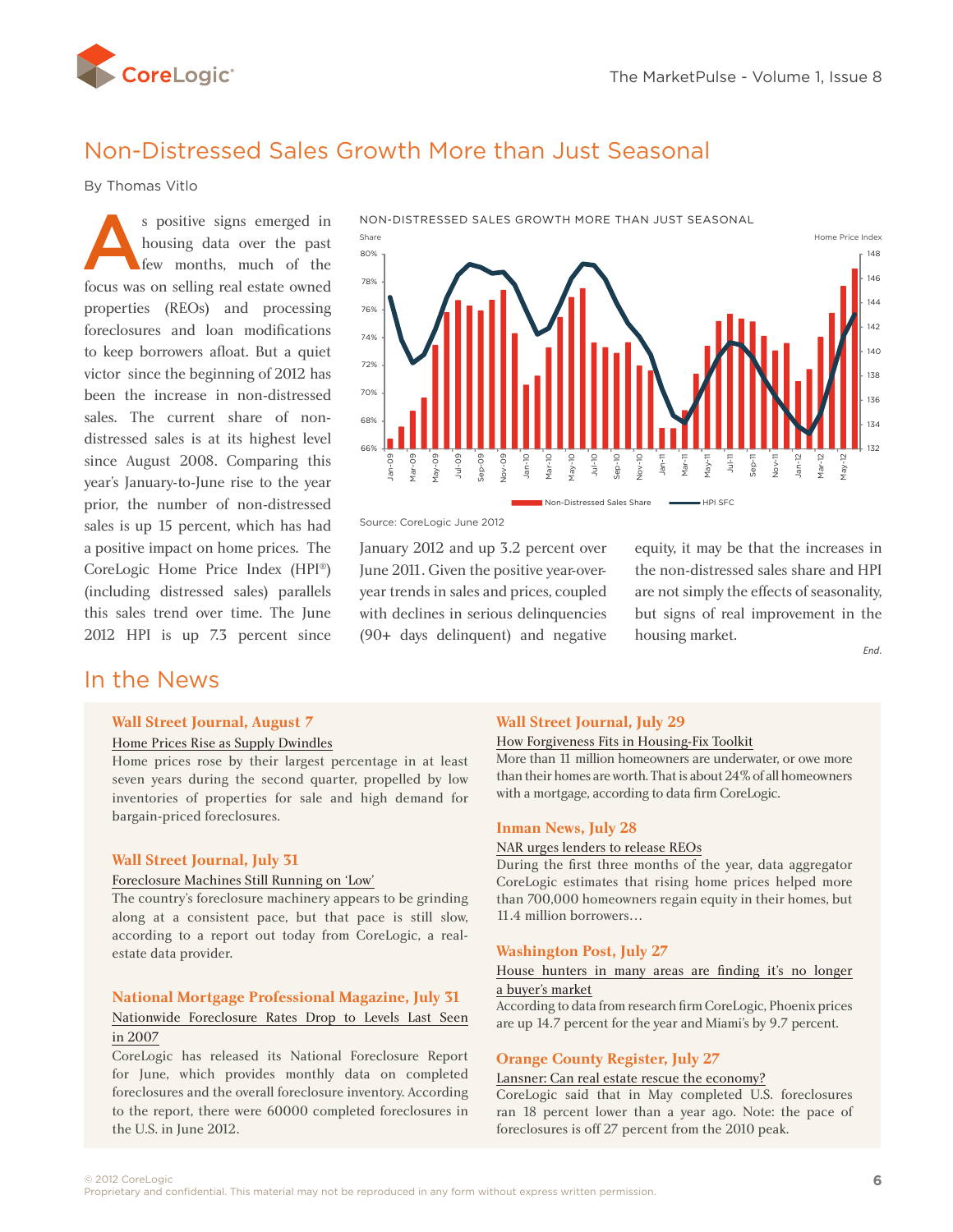# Non-Distressed Sales Growth More than Just Seasonal

By Thomas Vitlo

As positive signs emerged in housing data over the past few months, much of the focus was on selling real estate owned properties (REOs) and processing foreclosures and loan modifications to keep borrowers afloat. But a quiet victor since the beginning of 2012 has been the increase in non-distressed sales. The current share of non-distressed sales is at its highest level since August 2008. Comparing this year's January-to-June rise to the year prior, the number of non-distressed sales is up 15 percent, which has had a positive impact on home prices. The CoreLogic Home Price Index (HPI®) (including distressed sales) parallels this sales trend over time. The June 2012 HPI is up 7.3 percent since January 2012 and up 3.2 percent over June 2011. Given the positive year-over-year trends in sales and prices, coupled with declines in serious delinquencies (90+ days delinquent) and negative equity, it may be that the increases in the non-distressed sales share and HPI are not simply the effects of seasonality, but signs of real improvement in the housing market.

NON-DISTRESSED SALES GROWTH MORE THAN JUST SEASONAL

Source: CoreLogic June 2012

*End.*

## In the News

**Wall Street Journal, August 7**

Home Prices Rise as Supply Dwindles

Home prices rose by their largest percentage in at least seven years during the second quarter, propelled by low inventories of properties for sale and high demand for bargain-priced foreclosures.

**Wall Street Journal, July 31**

Foreclosure Machines Still Running on 'Low'

The country's foreclosure machinery appears to be grinding along at a consistent pace, but that pace is still slow, according to a report out today from CoreLogic, a real-estate data provider.

**National Mortgage Professional Magazine, July 31**

Nationwide Foreclosure Rates Drop to Levels Last Seen in 2007

CoreLogic has released its National Foreclosure Report for June, which provides monthly data on completed foreclosures and the overall foreclosure inventory. According to the report, there were 60000 completed foreclosures in the U.S. in June 2012.

**Wall Street Journal, July 29**

How Forgiveness Fits in Housing-Fix Toolkit

More than 11 million homeowners are underwater, or owe more than their homes are worth. That is about 24% of all homeowners with a mortgage, according to data firm CoreLogic.

**Inman News, July 28**

NAR urges lenders to release REOs

During the first three months of the year, data aggregator CoreLogic estimates that rising home prices helped more than 700,000 homeowners regain equity in their homes, but 11.4 million borrowers…

**Washington Post, July 27**

House hunters in many areas are finding it's no longer a buyer's market

According to data from research firm CoreLogic, Phoenix prices are up 14.7 percent for the year and Miami's by 9.7 percent.

**Orange County Register, July 27**

Lansner: Can real estate rescue the economy?

CoreLogic said that in May completed U.S. foreclosures ran 18 percent lower than a year ago. Note: the pace of foreclosures is off 27 percent from the 2010 peak.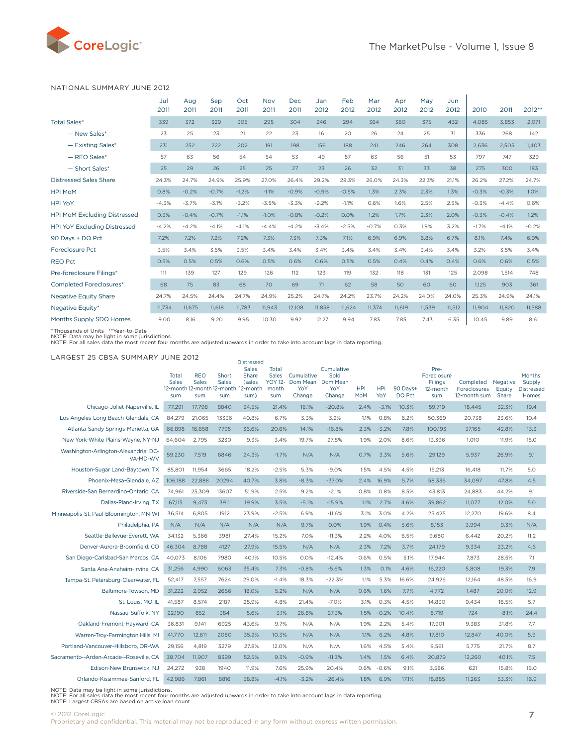## NATIONAL SUMMARY JUNE 2012

| | Jul 2011 | Aug 2011 | Sep 2011 | Oct 2011 | Nov 2011 | Dec 2011 | Jan 2012 | Feb 2012 | Mar 2012 | Apr 2012 | May 2012 | Jun 2012 | 2010 | 2011 | 2012** |
|---|---|---|---|---|---|---|---|---|---|---|---|---|---|---|---|
| Total Sales* | 339 | 372 | 329 | 305 | 295 | 304 | 246 | 294 | 364 | 360 | 375 | 432 | 4,085 | 3,853 | 2,071 |
| — New Sales* | 23 | 25 | 23 | 21 | 22 | 23 | 16 | 20 | 26 | 24 | 25 | 31 | 336 | 268 | 142 |
| — Existing Sales* | 231 | 252 | 222 | 202 | 191 | 198 | 156 | 188 | 241 | 246 | 264 | 308 | 2,636 | 2,505 | 1,403 |
| — REO Sales* | 57 | 63 | 56 | 54 | 54 | 53 | 49 | 57 | 63 | 56 | 51 | 53 | 797 | 747 | 329 |
| — Short Sales* | 25 | 29 | 26 | 25 | 25 | 27 | 23 | 26 | 32 | 31 | 33 | 38 | 275 | 300 | 183 |
| Distressed Sales Share | 24.3% | 24.7% | 24.9% | 25.9% | 27.0% | 26.4% | 29.2% | 28.3% | 26.0% | 24.3% | 22.3% | 21.1% | 26.2% | 27.2% | 24.7% |
| HPI MoM | 0.8% | -0.2% | -0.7% | -1.2% | -1.1% | -0.9% | -0.9% | -0.5% | 1.3% | 2.3% | 2.3% | 1.3% | -0.3% | -0.3% | 1.0% |
| HPI YoY | -4.3% | -3.7% | -3.1% | -3.2% | -3.5% | -3.3% | -2.2% | -1.1% | 0.6% | 1.6% | 2.5% | 2.5% | -0.3% | -4.4% | 0.6% |
| HPI MoM Excluding Distressed | 0.3% | -0.4% | -0.7% | -1.1% | -1.0% | -0.8% | -0.2% | 0.0% | 1.2% | 1.7% | 2.3% | 2.0% | -0.3% | -0.4% | 1.2% |
| HPI YoY Excluding Distressed | -4.2% | -4.2% | -4.1% | -4.1% | -4.4% | -4.2% | -3.4% | -2.5% | -0.7% | 0.3% | 1.9% | 3.2% | -1.7% | -4.1% | -0.2% |
| 90 Days + DQ Pct | 7.2% | 7.2% | 7.2% | 7.2% | 7.3% | 7.3% | 7.3% | 7.1% | 6.9% | 6.9% | 6.8% | 6.7% | 8.1% | 7.4% | 6.9% |
| Foreclosure Pct | 3.5% | 3.4% | 3.5% | 3.5% | 3.4% | 3.4% | 3.4% | 3.4% | 3.4% | 3.4% | 3.4% | 3.4% | 3.2% | 3.5% | 3.4% |
| REO Pct | 0.5% | 0.5% | 0.5% | 0.6% | 0.5% | 0.6% | 0.6% | 0.5% | 0.5% | 0.4% | 0.4% | 0.4% | 0.6% | 0.6% | 0.5% |
| Pre-foreclosure Filings* | 111 | 139 | 127 | 129 | 126 | 112 | 123 | 119 | 132 | 118 | 131 | 125 | 2,098 | 1,514 | 748 |
| Completed Foreclosures* | 68 | 75 | 83 | 68 | 70 | 69 | 71 | 62 | 58 | 50 | 60 | 60 | 1,125 | 903 | 361 |
| Negative Equity Share | 24.7% | 24.5% | 24.4% | 24.7% | 24.9% | 25.2% | 24.7% | 24.2% | 23.7% | 24.2% | 24.0% | 24.0% | 25.3% | 24.9% | 24.1% |
| Negative Equity* | 11,734 | 11,675 | 11,618 | 11,783 | 11,943 | 12,108 | 11,858 | 11,624 | 11,374 | 11,619 | 11,539 | 11,512 | 11,904 | 11,820 | 11,588 |
| Months Supply SDQ Homes | 9.00 | 8.16 | 9.20 | 9.95 | 10.30 | 9.92 | 12.27 | 9.94 | 7.83 | 7.85 | 7.43 | 6.35 | 10.45 | 9.89 | 8.61 |

*Thousands of Units **Year-to-Date
NOTE: Data may be light in some jurisdictions.
NOTE: For all sales data the most recent four months are adjusted upwards in order to take into account lags in data reporting.

## LARGEST 25 CBSA SUMMARY JUNE 2012

| | Total Sales 12-month sum | REO Sales 12-month sum | Short Sales 12-month sum | Distressed Sales Share (sales 12-month sum) | Total Sales YOY 12-month sum | Cumulative Dom Mean YoY Change | Cumulative Sold Dom Mean YoY Change | HPI MoM | HPI YoY | 90 Days+ DQ Pct | Pre-Foreclosure Filings 12-month sum | Completed Foreclosures 12-month sum | Negative Equity Share | Months' Supply Distressed Homes |
|---|---|---|---|---|---|---|---|---|---|---|---|---|---|---|
| Chicago-Joliet-Naperville, IL | 77,291 | 17,798 | 8840 | 34.5% | 21.4% | 16.1% | -20.8% | 2.4% | -3.1% | 10.3% | 59,719 | 18,445 | 32.3% | 19.4 |
| Los Angeles-Long Beach-Glendale, CA | 84,279 | 21,065 | 13336 | 40.8% | 6.7% | 3.3% | 3.2% | 1.1% | 0.8% | 6.2% | 50,369 | 20,738 | 23.6% | 10.4 |
| Atlanta-Sandy Springs-Marietta, GA | 66,898 | 16,658 | 7795 | 36.6% | 20.6% | 14.1% | -16.8% | 2.3% | -3.2% | 7.8% | 100,193 | 37,165 | 42.8% | 13.3 |
| New York-White Plains-Wayne, NY-NJ | 64,604 | 2,795 | 3230 | 9.3% | 3.4% | 19.7% | 27.8% | 1.9% | 2.0% | 8.6% | 13,396 | 1,010 | 11.9% | 15.0 |
| Washington-Arlington-Alexandria, DC-VA-MD-WV | 59,230 | 7,519 | 6846 | 24.3% | -1.7% | N/A | N/A | 0.7% | 3.3% | 5.6% | 29,129 | 5,937 | 26.9% | 9.1 |
| Houston-Sugar Land-Baytown, TX | 85,801 | 11,954 | 3665 | 18.2% | -2.5% | 5.3% | -9.0% | 1.5% | 4.5% | 4.5% | 15,213 | 16,418 | 11.7% | 5.0 |
| Phoenix-Mesa-Glendale, AZ | 106,188 | 22,888 | 20294 | 40.7% | 3.8% | -8.3% | -37.0% | 2.4% | 16.9% | 5.7% | 58,336 | 34,097 | 47.8% | 4.5 |
| Riverside-San Bernardino-Ontario, CA | 74,961 | 25,309 | 13607 | 51.9% | 2.5% | 9.2% | -2.1% | 0.8% | 0.8% | 8.5% | 43,813 | 24,883 | 44.2% | 9.1 |
| Dallas-Plano-Irving, TX | 67,115 | 9,473 | 3911 | 19.9% | 3.5% | -5.1% | -15.9% | 1.1% | 2.7% | 4.6% | 39,862 | 11,077 | 12.0% | 5.0 |
| Minneapolis-St. Paul-Bloomington, MN-WI | 36,514 | 6,805 | 1912 | 23.9% | -2.5% | 6.9% | -11.6% | 3.1% | 3.0% | 4.2% | 25,425 | 12,270 | 19.6% | 8.4 |
| Philadelphia, PA | N/A | N/A | N/A | N/A | N/A | 9.7% | 0.0% | 1.9% | 0.4% | 5.6% | 8,153 | 3,994 | 9.3% | N/A |
| Seattle-Bellevue-Everett, WA | 34,132 | 5,366 | 3981 | 27.4% | 15.2% | 7.0% | -11.3% | 2.2% | 4.0% | 6.5% | 9,680 | 6,442 | 20.2% | 11.2 |
| Denver-Aurora-Broomfield, CO | 46,304 | 8,788 | 4127 | 27.9% | 15.5% | N/A | N/A | 2.3% | 7.2% | 3.7% | 24,179 | 9,334 | 23.2% | 4.6 |
| San Diego-Carlsbad-San Marcos, CA | 40,073 | 8,106 | 7980 | 40.1% | 10.5% | 0.0% | -12.4% | 0.6% | 0.5% | 5.1% | 17,944 | 7,873 | 28.5% | 7.1 |
| Santa Ana-Anaheim-Irvine, CA | 31,256 | 4,990 | 6063 | 35.4% | 7.3% | -0.8% | -5.6% | 1.3% | 0.1% | 4.6% | 16,220 | 5,808 | 19.3% | 7.9 |
| Tampa-St. Petersburg-Clearwater, FL | 52,417 | 7,557 | 7624 | 29.0% | -1.4% | 18.3% | -22.3% | 1.1% | 5.3% | 16.6% | 24,926 | 12,164 | 48.5% | 16.9 |
| Baltimore-Towson, MD | 31,222 | 2,952 | 2656 | 18.0% | 5.2% | N/A | N/A | 0.6% | 1.6% | 7.7% | 4,772 | 1,487 | 20.0% | 12.9 |
| St. Louis, MO-IL | 41,587 | 8,574 | 2187 | 25.9% | 4.8% | 21.4% | -7.0% | 3.1% | 0.3% | 4.5% | 14,830 | 9,434 | 16.5% | 5.7 |
| Nassau-Suffolk, NY | 22,190 | 852 | 384 | 5.6% | 3.1% | 26.8% | 27.3% | 1.5% | -0.2% | 10.4% | 8,719 | 724 | 8.1% | 24.4 |
| Oakland-Fremont-Hayward, CA | 36,831 | 9,141 | 6925 | 43.6% | 9.7% | N/A | N/A | 1.9% | 2.2% | 5.4% | 17,901 | 9,383 | 31.8% | 7.7 |
| Warren-Troy-Farmington Hills, MI | 41,770 | 12,611 | 2080 | 35.2% | 10.3% | N/A | N/A | 1.1% | 6.2% | 4.8% | 17,810 | 12,847 | 40.0% | 5.9 |
| Portland-Vancouver-Hillsboro, OR-WA | 29,156 | 4,819 | 3279 | 27.8% | 12.0% | N/A | N/A | 1.6% | 4.5% | 5.4% | 9,561 | 5,775 | 21.7% | 8.7 |
| Sacramento--Arden-Arcade--Roseville, CA | 38,704 | 11,907 | 8399 | 52.5% | 9.3% | -0.9% | -11.3% | 1.4% | 1.5% | 6.4% | 20,879 | 12,260 | 40.1% | 7.5 |
| Edison-New Brunswick, NJ | 24,272 | 938 | 1940 | 11.9% | 7.6% | 25.9% | 20.4% | 0.6% | -0.6% | 9.1% | 3,586 | 621 | 15.8% | 16.0 |
| Orlando-Kissimmee-Sanford, FL | 42,986 | 7,861 | 8816 | 38.8% | -4.1% | -3.2% | -26.4% | 1.8% | 6.9% | 17.1% | 18,885 | 11,263 | 53.3% | 16.9 |

NOTE: Data may be light in some jurisdictions.
NOTE: For all sales data the most recent four months are adjusted upwards in order to take into account lags in data reporting.
NOTE: Largest CBSAs are based on active loan count.

© 2012 CoreLogic
Proprietary and confidential. This material may not be reproduced in any form without express written permission.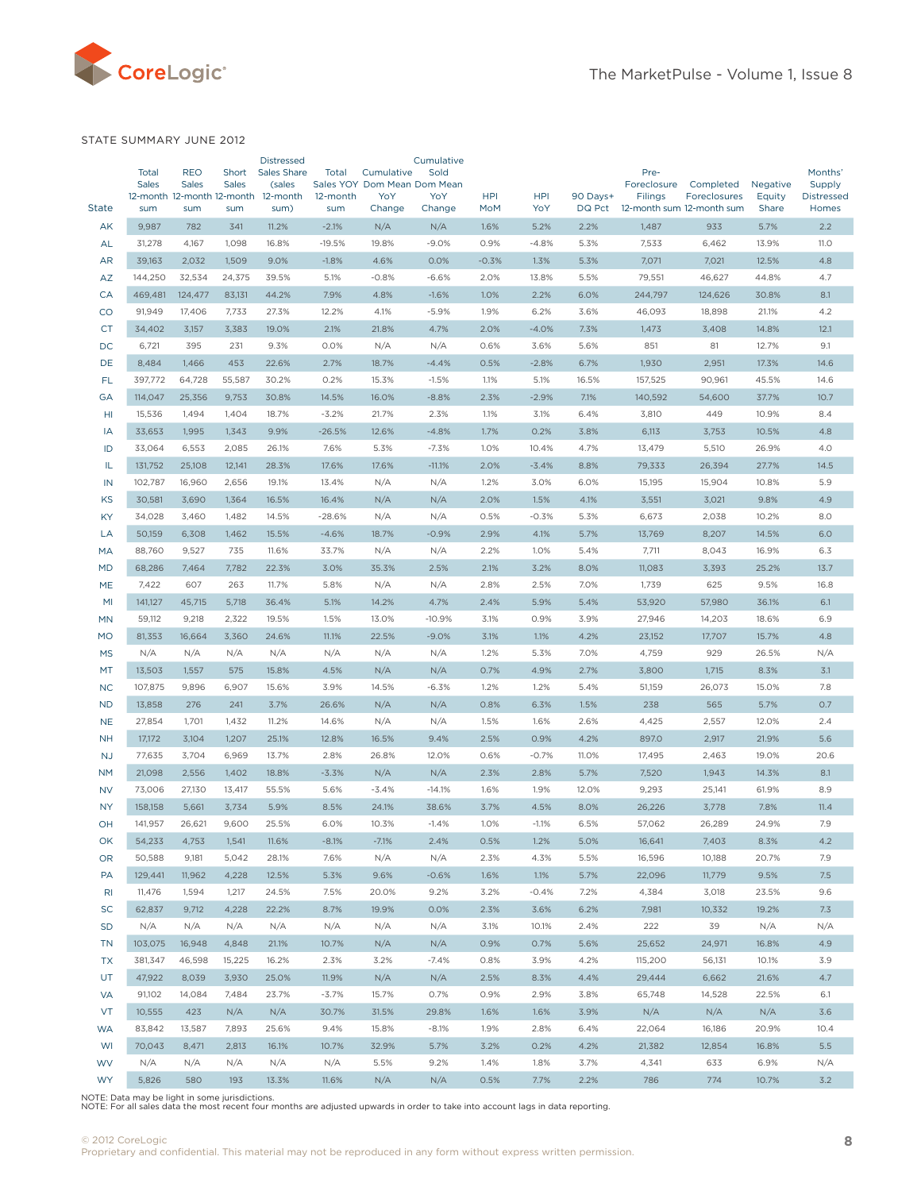STATE SUMMARY JUNE 2012

| State | Total Sales 12-month sum | REO Sales 12-month sum | Short Sales 12-month sum | Distressed Sales Share (sales 12-month sum) | Total Sales YOY 12-month sum | Cumulative Dom Mean YoY Change | Cumulative Sold Dom Mean YoY Change | HPI MoM | HPI YoY | 90 Days+ DQ Pct | Pre-Foreclosure Filings 12-month sum | Completed Foreclosures 12-month sum | Negative Equity Share | Months' Supply Distressed Homes |
|---|---|---|---|---|---|---|---|---|---|---|---|---|---|---|
| AK | 9,987 | 782 | 341 | 11.2% | -2.1% | N/A | N/A | 1.6% | 5.2% | 2.2% | 1,487 | 933 | 5.7% | 2.2 |
| AL | 31,278 | 4,167 | 1,098 | 16.8% | -19.5% | 19.8% | -9.0% | 0.9% | -4.8% | 5.3% | 7,533 | 6,462 | 13.9% | 11.0 |
| AR | 39,163 | 2,032 | 1,509 | 9.0% | -1.8% | 4.6% | 0.0% | -0.3% | 1.3% | 5.3% | 7,071 | 7,021 | 12.5% | 4.8 |
| AZ | 144,250 | 32,534 | 24,375 | 39.5% | 5.1% | -0.8% | -6.6% | 2.0% | 13.8% | 5.5% | 79,551 | 46,627 | 44.8% | 4.7 |
| CA | 469,481 | 124,477 | 83,131 | 44.2% | 7.9% | 4.8% | -1.6% | 1.0% | 2.2% | 6.0% | 244,797 | 124,626 | 30.8% | 8.1 |
| CO | 91,949 | 17,406 | 7,733 | 27.3% | 12.2% | 4.1% | -5.9% | 1.9% | 6.2% | 3.6% | 46,093 | 18,898 | 21.1% | 4.2 |
| CT | 34,402 | 3,157 | 3,383 | 19.0% | 2.1% | 21.8% | 4.7% | 2.0% | -4.0% | 7.3% | 1,473 | 3,408 | 14.8% | 12.1 |
| DC | 6,721 | 395 | 231 | 9.3% | 0.0% | N/A | N/A | 0.6% | 3.6% | 5.6% | 851 | 81 | 12.7% | 9.1 |
| DE | 8,484 | 1,466 | 453 | 22.6% | 2.7% | 18.7% | -4.4% | 0.5% | -2.8% | 6.7% | 1,930 | 2,951 | 17.3% | 14.6 |
| FL | 397,772 | 64,728 | 55,587 | 30.2% | 0.2% | 15.3% | -1.5% | 1.1% | 5.1% | 16.5% | 157,525 | 90,961 | 45.5% | 14.6 |
| GA | 114,047 | 25,356 | 9,753 | 30.8% | 14.5% | 16.0% | -8.8% | 2.3% | -2.9% | 7.1% | 140,592 | 54,600 | 37.7% | 10.7 |
| HI | 15,536 | 1,494 | 1,404 | 18.7% | -3.2% | 21.7% | 2.3% | 1.1% | 3.1% | 6.4% | 3,810 | 449 | 10.9% | 8.4 |
| IA | 33,653 | 1,995 | 1,343 | 9.9% | -26.5% | 12.6% | -4.8% | 1.7% | 0.2% | 3.8% | 6,113 | 3,753 | 10.5% | 4.8 |
| ID | 33,064 | 6,553 | 2,085 | 26.1% | 7.6% | 5.3% | -7.3% | 1.0% | 10.4% | 4.7% | 13,479 | 5,510 | 26.9% | 4.0 |
| IL | 131,752 | 25,108 | 12,141 | 28.3% | 17.6% | 17.6% | -11.1% | 2.0% | -3.4% | 8.8% | 79,333 | 26,394 | 27.7% | 14.5 |
| IN | 102,787 | 16,960 | 2,656 | 19.1% | 13.4% | N/A | N/A | 1.2% | 3.0% | 6.0% | 15,195 | 15,904 | 10.8% | 5.9 |
| KS | 30,581 | 3,690 | 1,364 | 16.5% | 16.4% | N/A | N/A | 2.0% | 1.5% | 4.1% | 3,551 | 3,021 | 9.8% | 4.9 |
| KY | 34,028 | 3,460 | 1,482 | 14.5% | -28.6% | N/A | N/A | 0.5% | -0.3% | 5.3% | 6,673 | 2,038 | 10.2% | 8.0 |
| LA | 50,159 | 6,308 | 1,462 | 15.5% | -4.6% | 18.7% | -0.9% | 2.9% | 4.1% | 5.7% | 13,769 | 8,207 | 14.5% | 6.0 |
| MA | 88,760 | 9,527 | 735 | 11.6% | 33.7% | N/A | N/A | 2.2% | 1.0% | 5.4% | 7,711 | 8,043 | 16.9% | 6.3 |
| MD | 68,286 | 7,464 | 7,782 | 22.3% | 3.0% | 35.3% | 2.5% | 2.1% | 3.2% | 8.0% | 11,083 | 3,393 | 25.2% | 13.7 |
| ME | 7,422 | 607 | 263 | 11.7% | 5.8% | N/A | N/A | 2.8% | 2.5% | 7.0% | 1,739 | 625 | 9.5% | 16.8 |
| MI | 141,127 | 45,715 | 5,718 | 36.4% | 5.1% | 14.2% | 4.7% | 2.4% | 5.9% | 5.4% | 53,920 | 57,980 | 36.1% | 6.1 |
| MN | 59,112 | 9,218 | 2,322 | 19.5% | 1.5% | 13.0% | -10.9% | 3.1% | 0.9% | 3.9% | 27,946 | 14,203 | 18.6% | 6.9 |
| MO | 81,353 | 16,664 | 3,360 | 24.6% | 11.1% | 22.5% | -9.0% | 3.1% | 1.1% | 4.2% | 23,152 | 17,707 | 15.7% | 4.8 |
| MS | N/A | N/A | N/A | N/A | N/A | N/A | N/A | 1.2% | 5.3% | 7.0% | 4,759 | 929 | 26.5% | N/A |
| MT | 13,503 | 1,557 | 575 | 15.8% | 4.5% | N/A | N/A | 0.7% | 4.9% | 2.7% | 3,800 | 1,715 | 8.3% | 3.1 |
| NC | 107,875 | 9,896 | 6,907 | 15.6% | 3.9% | 14.5% | -6.3% | 1.2% | 1.2% | 5.4% | 51,159 | 26,073 | 15.0% | 7.8 |
| ND | 13,858 | 276 | 241 | 3.7% | 26.6% | N/A | N/A | 0.8% | 6.3% | 1.5% | 238 | 565 | 5.7% | 0.7 |
| NE | 27,854 | 1,701 | 1,432 | 11.2% | 14.6% | N/A | N/A | 1.5% | 1.6% | 2.6% | 4,425 | 2,557 | 12.0% | 2.4 |
| NH | 17,172 | 3,104 | 1,207 | 25.1% | 12.8% | 16.5% | 9.4% | 2.5% | 0.9% | 4.2% | 897.0 | 2,917 | 21.9% | 5.6 |
| NJ | 77,635 | 3,704 | 6,969 | 13.7% | 2.8% | 26.8% | 12.0% | 0.6% | -0.7% | 11.0% | 17,495 | 2,463 | 19.0% | 20.6 |
| NM | 21,098 | 2,556 | 1,402 | 18.8% | -3.3% | N/A | N/A | 2.3% | 2.8% | 5.7% | 7,520 | 1,943 | 14.3% | 8.1 |
| NV | 73,006 | 27,130 | 13,417 | 55.5% | 5.6% | -3.4% | -14.1% | 1.6% | 1.9% | 12.0% | 9,293 | 25,141 | 61.9% | 8.9 |
| NY | 158,158 | 5,661 | 3,734 | 5.9% | 8.5% | 24.1% | 38.6% | 3.7% | 4.5% | 8.0% | 26,226 | 3,778 | 7.8% | 11.4 |
| OH | 141,957 | 26,621 | 9,600 | 25.5% | 6.0% | 10.3% | -1.4% | 1.0% | -1.1% | 6.5% | 57,062 | 26,289 | 24.9% | 7.9 |
| OK | 54,233 | 4,753 | 1,541 | 11.6% | -8.1% | -7.1% | 2.4% | 0.5% | 1.2% | 5.0% | 16,641 | 7,403 | 8.3% | 4.2 |
| OR | 50,588 | 9,181 | 5,042 | 28.1% | 7.6% | N/A | N/A | 2.3% | 4.3% | 5.5% | 16,596 | 10,188 | 20.7% | 7.9 |
| PA | 129,441 | 11,962 | 4,228 | 12.5% | 5.3% | 9.6% | -0.6% | 1.6% | 1.1% | 5.7% | 22,096 | 11,779 | 9.5% | 7.5 |
| RI | 11,476 | 1,594 | 1,217 | 24.5% | 7.5% | 20.0% | 9.2% | 3.2% | -0.4% | 7.2% | 4,384 | 3,018 | 23.5% | 9.6 |
| SC | 62,837 | 9,712 | 4,228 | 22.2% | 8.7% | 19.9% | 0.0% | 2.3% | 3.6% | 6.2% | 7,981 | 10,332 | 19.2% | 7.3 |
| SD | N/A | N/A | N/A | N/A | N/A | N/A | N/A | 3.1% | 10.1% | 2.4% | 222 | 39 | N/A | N/A |
| TN | 103,075 | 16,948 | 4,848 | 21.1% | 10.7% | N/A | N/A | 0.9% | 0.7% | 5.6% | 25,652 | 24,971 | 16.8% | 4.9 |
| TX | 381,347 | 46,598 | 15,225 | 16.2% | 2.3% | 3.2% | -7.4% | 0.8% | 3.9% | 4.2% | 115,200 | 56,131 | 10.1% | 3.9 |
| UT | 47,922 | 8,039 | 3,930 | 25.0% | 11.9% | N/A | N/A | 2.5% | 8.3% | 4.4% | 29,444 | 6,662 | 21.6% | 4.7 |
| VA | 91,102 | 14,084 | 7,484 | 23.7% | -3.7% | 15.7% | 0.7% | 0.9% | 2.9% | 3.8% | 65,748 | 14,528 | 22.5% | 6.1 |
| VT | 10,555 | 423 | N/A | N/A | 30.7% | 31.5% | 29.8% | 1.6% | 1.6% | 3.9% | N/A | N/A | N/A | 3.6 |
| WA | 83,842 | 13,587 | 7,893 | 25.6% | 9.4% | 15.8% | -8.1% | 1.9% | 2.8% | 6.4% | 22,064 | 16,186 | 20.9% | 10.4 |
| WI | 70,043 | 8,471 | 2,813 | 16.1% | 10.7% | 32.9% | 5.7% | 3.2% | 0.2% | 4.2% | 21,382 | 12,854 | 16.8% | 5.5 |
| WV | N/A | N/A | N/A | N/A | N/A | 5.5% | 9.2% | 1.4% | 1.8% | 3.7% | 4,341 | 633 | 6.9% | N/A |
| WY | 5,826 | 580 | 193 | 13.3% | 11.6% | N/A | N/A | 0.5% | 7.7% | 2.2% | 786 | 774 | 10.7% | 3.2 |

NOTE: Data may be light in some jurisdictions.
NOTE: For all sales data the most recent four months are adjusted upwards in order to take into account lags in data reporting.

© 2012 CoreLogic
Proprietary and confidential. This material may not be reproduced in any form without express written permission.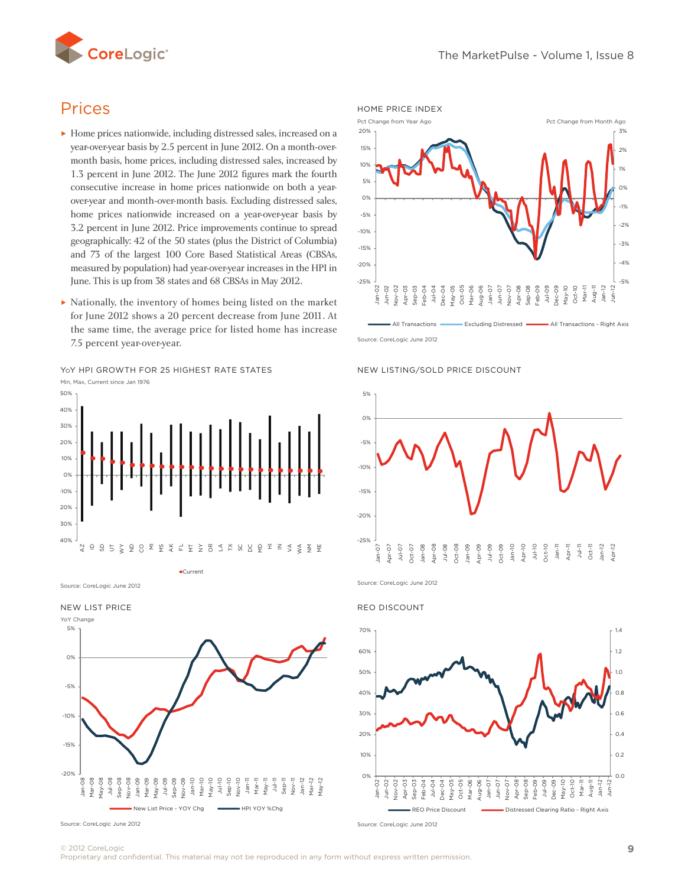# Prices

- Home prices nationwide, including distressed sales, increased on a year-over-year basis by 2.5 percent in June 2012. On a month-over-month basis, home prices, including distressed sales, increased by 1.3 percent in June 2012. The June 2012 figures mark the fourth consecutive increase in home prices nationwide on both a year-over-year and month-over-month basis. Excluding distressed sales, home prices nationwide increased on a year-over-year basis by 3.2 percent in June 2012. Price improvements continue to spread geographically: 42 of the 50 states (plus the District of Columbia) and 73 of the largest 100 Core Based Statistical Areas (CBSAs, measured by population) had year-over-year increases in the HPI in June. This is up from 38 states and 68 CBSAs in May 2012.
- Nationally, the inventory of homes being listed on the market for June 2012 shows a 20 percent decrease from June 2011. At the same time, the average price for listed home has increase 7.5 percent year-over-year.

**HOME PRICE INDEX**

Source: CoreLogic June 2012

**YoY HPI GROWTH FOR 25 HIGHEST RATE STATES**

Source: CoreLogic June 2012

**NEW LISTING/SOLD PRICE DISCOUNT**

Source: CoreLogic June 2012

**NEW LIST PRICE**

Source: CoreLogic June 2012

**REO DISCOUNT**

Source: CoreLogic June 2012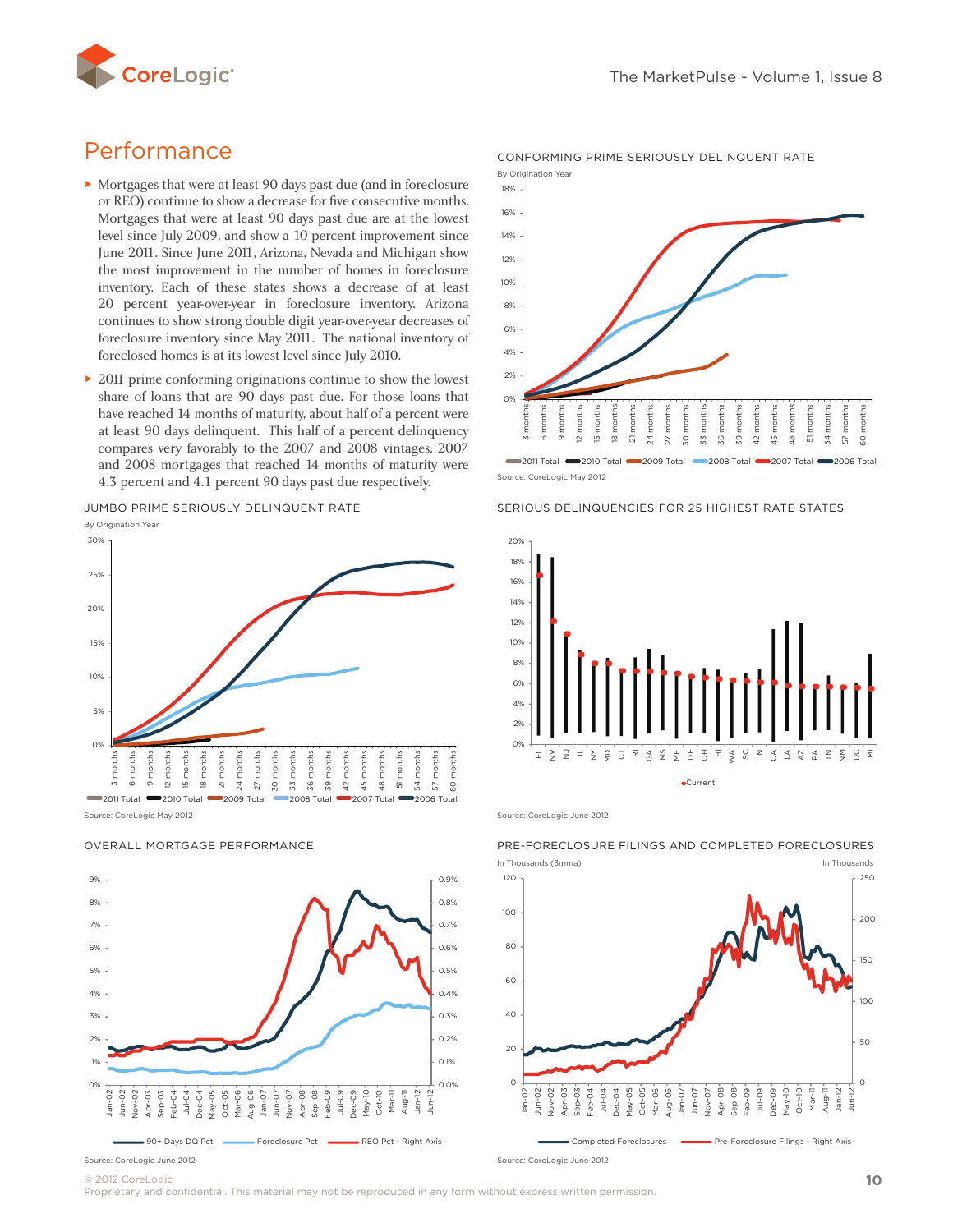## Performance

- Mortgages that were at least 90 days past due (and in foreclosure or REO) continue to show a decrease for five consecutive months. Mortgages that were at least 90 days past due are at the lowest level since July 2009, and show a 10 percent improvement since June 2011. Since June 2011, Arizona, Nevada and Michigan show the most improvement in the number of homes in foreclosure inventory. Each of these states shows a decrease of at least 20 percent year-over-year in foreclosure inventory. Arizona continues to show strong double digit year-over-year decreases of foreclosure inventory since May 2011. The national inventory of foreclosed homes is at its lowest level since July 2010.
- 2011 prime conforming originations continue to show the lowest share of loans that are 90 days past due. For those loans that have reached 14 months of maturity, about half of a percent were at least 90 days delinquent. This half of a percent delinquency compares very favorably to the 2007 and 2008 vintages. 2007 and 2008 mortgages that reached 14 months of maturity were 4.3 percent and 4.1 percent 90 days past due respectively.

CONFORMING PRIME SERIOUSLY DELINQUENT RATE

By Origination Year

Source: CoreLogic May 2012

JUMBO PRIME SERIOUSLY DELINQUENT RATE

By Origination Year

Source: CoreLogic May 2012

SERIOUS DELINQUENCIES FOR 25 HIGHEST RATE STATES

Source: CoreLogic June 2012

OVERALL MORTGAGE PERFORMANCE

Source: CoreLogic June 2012

PRE-FORECLOSURE FILINGS AND COMPLETED FORECLOSURES

In Thousands (3mma) / In Thousands

Source: CoreLogic June 2012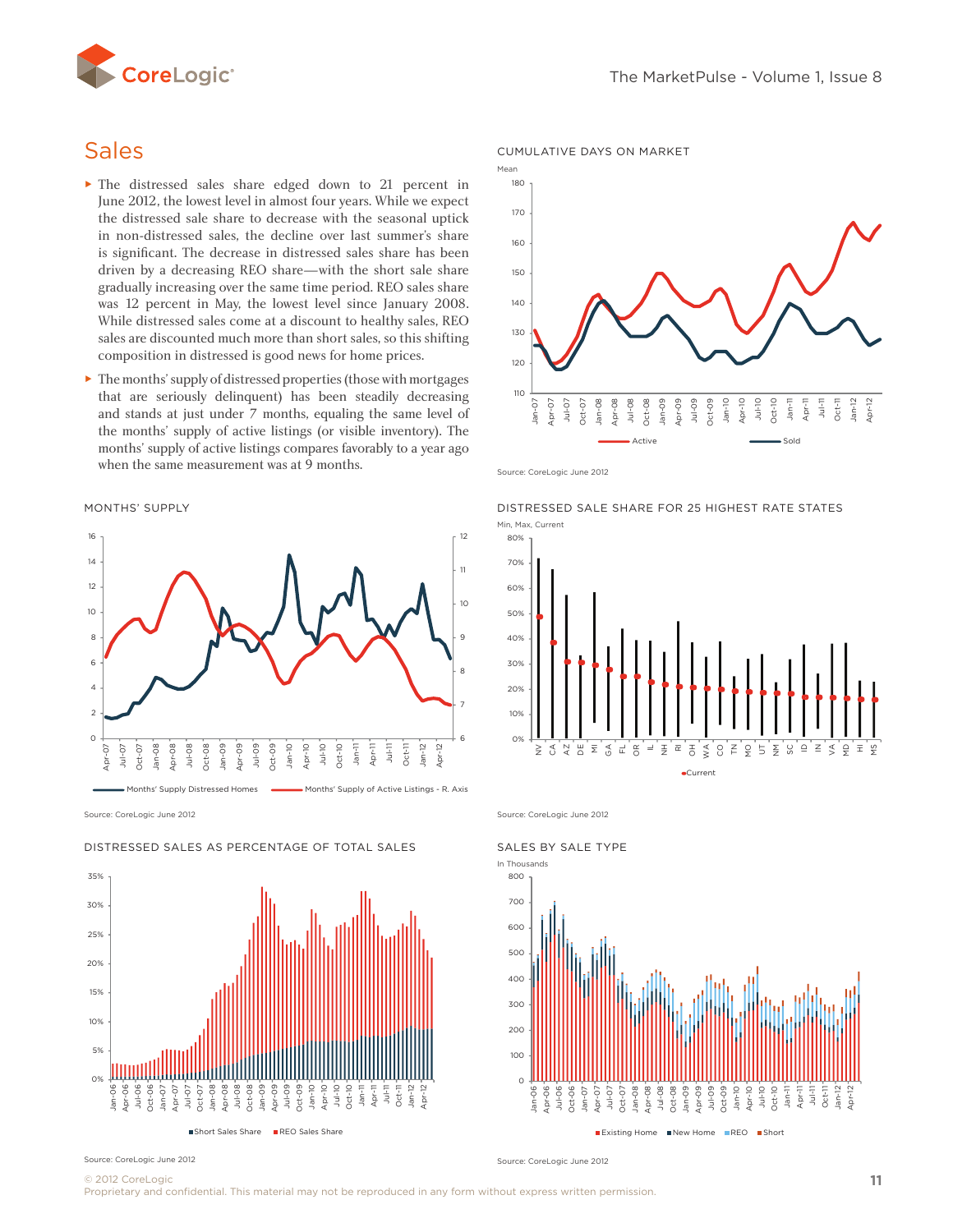## Sales

- The distressed sales share edged down to 21 percent in June 2012, the lowest level in almost four years. While we expect the distressed sale share to decrease with the seasonal uptick in non-distressed sales, the decline over last summer's share is significant. The decrease in distressed sales share has been driven by a decreasing REO share—with the short sale share gradually increasing over the same time period. REO sales share was 12 percent in May, the lowest level since January 2008. While distressed sales come at a discount to healthy sales, REO sales are discounted much more than short sales, so this shifting composition in distressed is good news for home prices.
- The months' supply of distressed properties (those with mortgages that are seriously delinquent) has been steadily decreasing and stands at just under 7 months, equaling the same level of the months' supply of active listings (or visible inventory). The months' supply of active listings compares favorably to a year ago when the same measurement was at 9 months.

CUMULATIVE DAYS ON MARKET

Source: CoreLogic June 2012

MONTHS' SUPPLY

Source: CoreLogic June 2012

DISTRESSED SALE SHARE FOR 25 HIGHEST RATE STATES

Source: CoreLogic June 2012

DISTRESSED SALES AS PERCENTAGE OF TOTAL SALES

Source: CoreLogic June 2012

SALES BY SALE TYPE

Source: CoreLogic June 2012

© 2012 CoreLogic
Proprietary and confidential. This material may not be reproduced in any form without express written permission.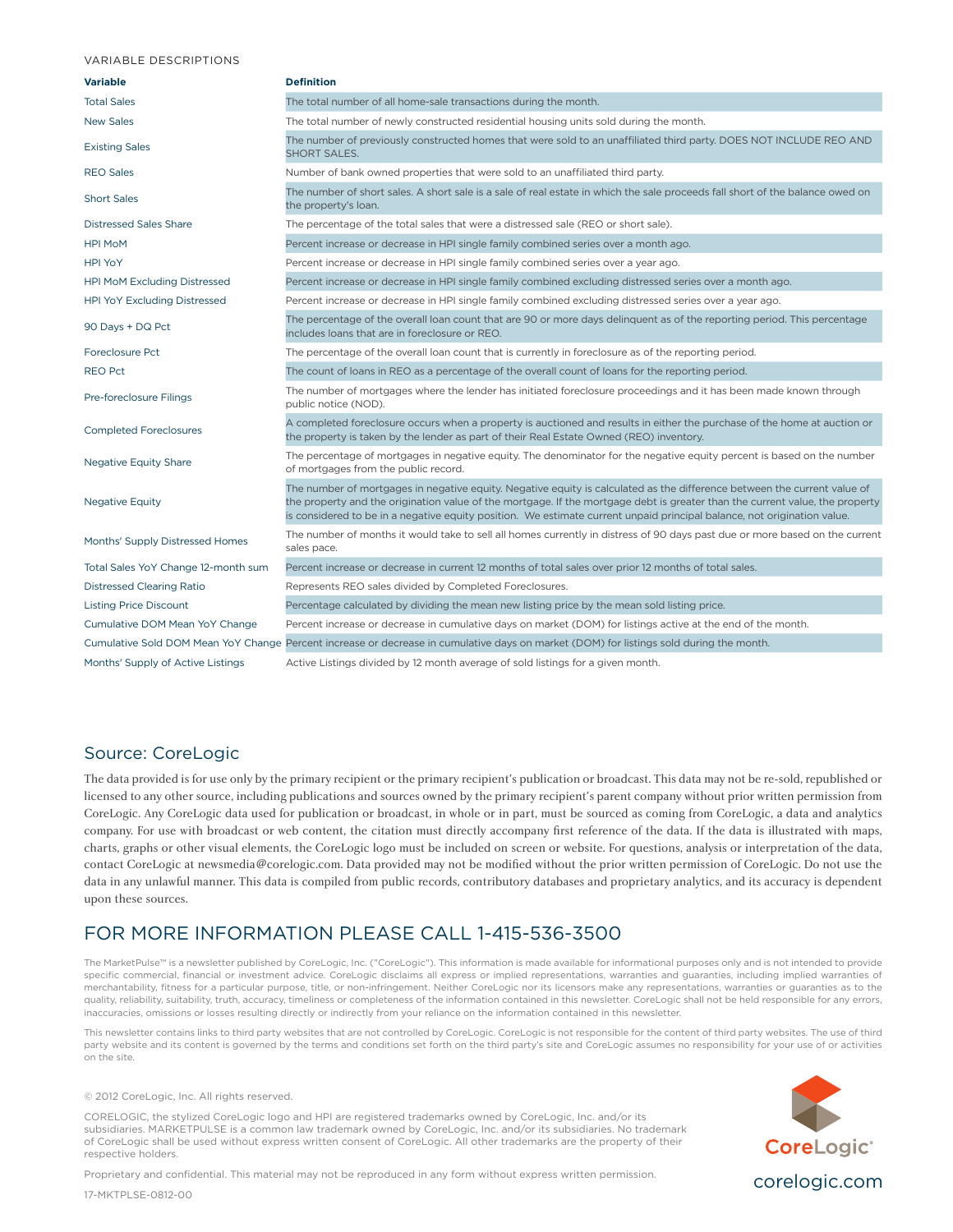VARIABLE DESCRIPTIONS

| Variable | Definition |
| --- | --- |
| Total Sales | The total number of all home-sale transactions during the month. |
| New Sales | The total number of newly constructed residential housing units sold during the month. |
| Existing Sales | The number of previously constructed homes that were sold to an unaffiliated third party. DOES NOT INCLUDE REO AND SHORT SALES. |
| REO Sales | Number of bank owned properties that were sold to an unaffiliated third party. |
| Short Sales | The number of short sales. A short sale is a sale of real estate in which the sale proceeds fall short of the balance owed on the property's loan. |
| Distressed Sales Share | The percentage of the total sales that were a distressed sale (REO or short sale). |
| HPI MoM | Percent increase or decrease in HPI single family combined series over a month ago. |
| HPI YoY | Percent increase or decrease in HPI single family combined series over a year ago. |
| HPI MoM Excluding Distressed | Percent increase or decrease in HPI single family combined excluding distressed series over a month ago. |
| HPI YoY Excluding Distressed | Percent increase or decrease in HPI single family combined excluding distressed series over a year ago. |
| 90 Days + DQ Pct | The percentage of the overall loan count that are 90 or more days delinquent as of the reporting period. This percentage includes loans that are in foreclosure or REO. |
| Foreclosure Pct | The percentage of the overall loan count that is currently in foreclosure as of the reporting period. |
| REO Pct | The count of loans in REO as a percentage of the overall count of loans for the reporting period. |
| Pre-foreclosure Filings | The number of mortgages where the lender has initiated foreclosure proceedings and it has been made known through public notice (NOD). |
| Completed Foreclosures | A completed foreclosure occurs when a property is auctioned and results in either the purchase of the home at auction or the property is taken by the lender as part of their Real Estate Owned (REO) inventory. |
| Negative Equity Share | The percentage of mortgages in negative equity. The denominator for the negative equity percent is based on the number of mortgages from the public record. |
| Negative Equity | The number of mortgages in negative equity. Negative equity is calculated as the difference between the current value of the property and the origination value of the mortgage. If the mortgage debt is greater than the current value, the property is considered to be in a negative equity position. We estimate current unpaid principal balance, not origination value. |
| Months' Supply Distressed Homes | The number of months it would take to sell all homes currently in distress of 90 days past due or more based on the current sales pace. |
| Total Sales YoY Change 12-month sum | Percent increase or decrease in current 12 months of total sales over prior 12 months of total sales. |
| Distressed Clearing Ratio | Represents REO sales divided by Completed Foreclosures. |
| Listing Price Discount | Percentage calculated by dividing the mean new listing price by the mean sold listing price. |
| Cumulative DOM Mean YoY Change | Percent increase or decrease in cumulative days on market (DOM) for listings active at the end of the month. |
| Cumulative Sold DOM Mean YoY Change | Percent increase or decrease in cumulative days on market (DOM) for listings sold during the month. |
| Months' Supply of Active Listings | Active Listings divided by 12 month average of sold listings for a given month. |

## Source: CoreLogic

The data provided is for use only by the primary recipient or the primary recipient's publication or broadcast. This data may not be re-sold, republished or licensed to any other source, including publications and sources owned by the primary recipient's parent company without prior written permission from CoreLogic. Any CoreLogic data used for publication or broadcast, in whole or in part, must be sourced as coming from CoreLogic, a data and analytics company. For use with broadcast or web content, the citation must directly accompany first reference of the data. If the data is illustrated with maps, charts, graphs or other visual elements, the CoreLogic logo must be included on screen or website. For questions, analysis or interpretation of the data, contact CoreLogic at newsmedia@corelogic.com. Data provided may not be modified without the prior written permission of CoreLogic. Do not use the data in any unlawful manner. This data is compiled from public records, contributory databases and proprietary analytics, and its accuracy is dependent upon these sources.

## FOR MORE INFORMATION PLEASE CALL 1-415-536-3500

The MarketPulse™ is a newsletter published by CoreLogic, Inc. ("CoreLogic"). This information is made available for informational purposes only and is not intended to provide specific commercial, financial or investment advice. CoreLogic disclaims all express or implied representations, warranties and guaranties, including implied warranties of merchantability, fitness for a particular purpose, title, or non-infringement. Neither CoreLogic nor its licensors make any representations, warranties or guaranties as to the quality, reliability, suitability, truth, accuracy, timeliness or completeness of the information contained in this newsletter. CoreLogic shall not be held responsible for any errors, inaccuracies, omissions or losses resulting directly or indirectly from your reliance on the information contained in this newsletter.

This newsletter contains links to third party websites that are not controlled by CoreLogic. CoreLogic is not responsible for the content of third party websites. The use of third party website and its content is governed by the terms and conditions set forth on the third party's site and CoreLogic assumes no responsibility for your use of or activities on the site.

© 2012 CoreLogic, Inc. All rights reserved.

CORELOGIC, the stylized CoreLogic logo and HPI are registered trademarks owned by CoreLogic, Inc. and/or its subsidiaries. MARKETPULSE is a common law trademark owned by CoreLogic, Inc. and/or its subsidiaries. No trademark of CoreLogic shall be used without express written consent of CoreLogic. All other trademarks are the property of their respective holders.

Proprietary and confidential. This material may not be reproduced in any form without express written permission.

17-MKTPLSE-0812-00

CoreLogic®

corelogic.com